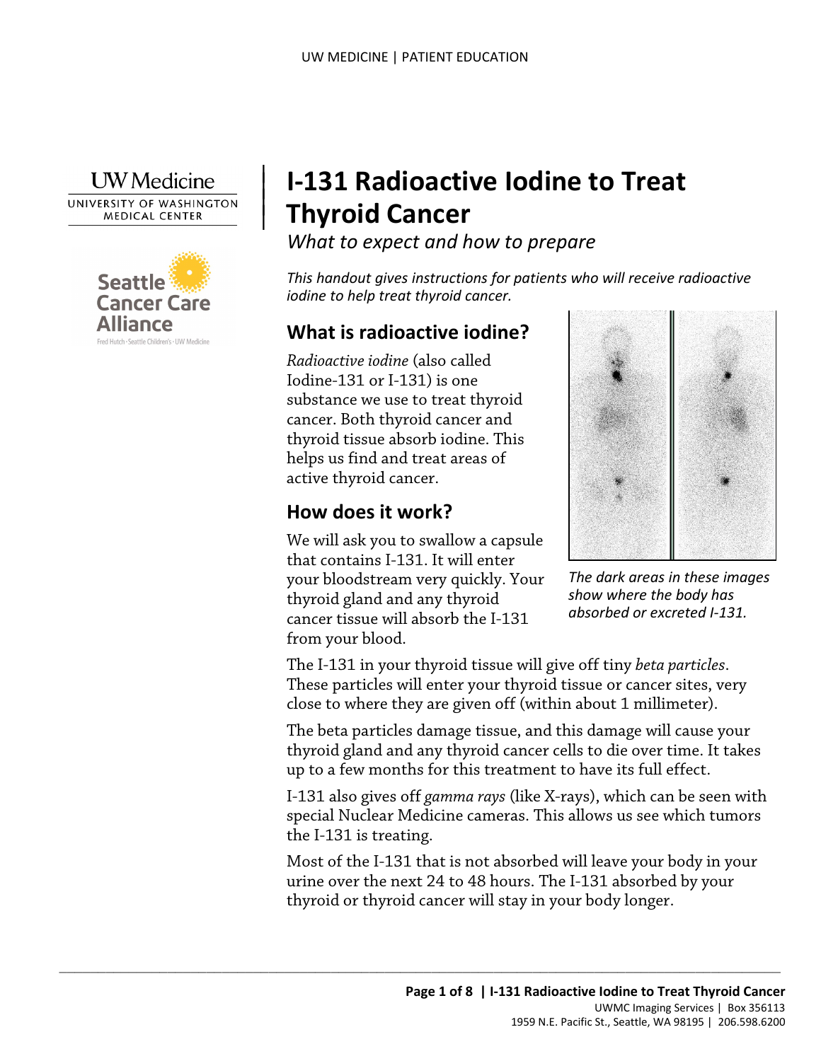# I-131 Radioactive Iodine to Treat Thyroid Cancer

*What to expect and how to prepare*

*This handout gives instructions for patients who will receive radioactive iodine to help treat thyroid cancer.*

## What is radioactive iodine?

*Radioactive iodine* (also called Iodine-131 or I-131) is one substance we use to treat thyroid cancer. Both thyroid cancer and thyroid tissue absorb iodine. This helps us find and treat areas of active thyroid cancer.

*The dark areas in these images show where the body has absorbed or excreted I-131.*

## How does it work?

We will ask you to swallow a capsule that contains I-131. It will enter your bloodstream very quickly. Your thyroid gland and any thyroid cancer tissue will absorb the I-131 from your blood.

The I-131 in your thyroid tissue will give off tiny *beta particles*. These particles will enter your thyroid tissue or cancer sites, very close to where they are given off (within about 1 millimeter).

The beta particles damage tissue, and this damage will cause your thyroid gland and any thyroid cancer cells to die over time. It takes up to a few months for this treatment to have its full effect.

I-131 also gives off *gamma rays* (like X-rays), which can be seen with special Nuclear Medicine cameras. This allows us see which tumors the I-131 is treating.

Most of the I-131 that is not absorbed will leave your body in your urine over the next 24 to 48 hours. The I-131 absorbed by your thyroid or thyroid cancer will stay in your body longer.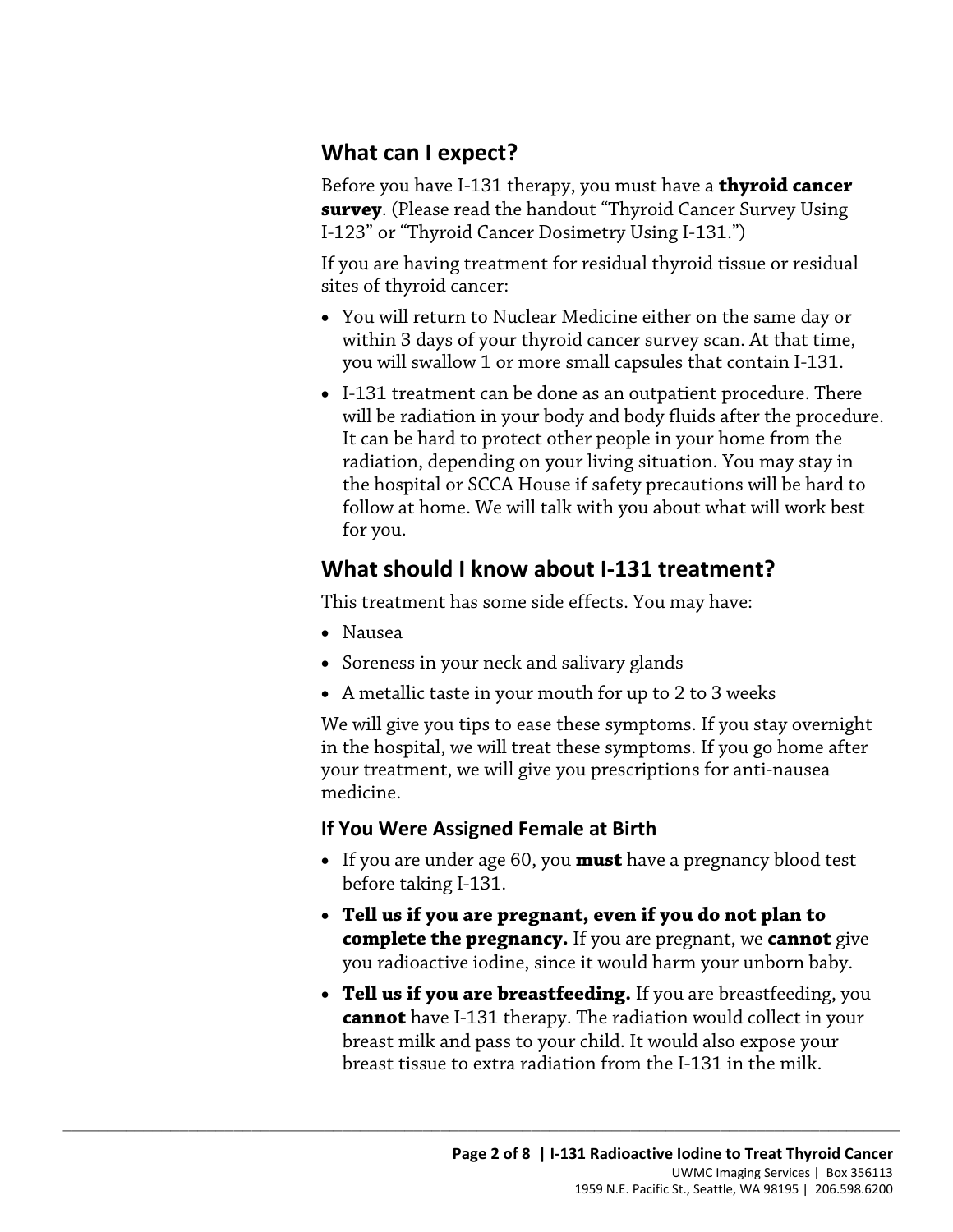## What can I expect?

Before you have I-131 therapy, you must have a **thyroid cancer survey**. (Please read the handout "Thyroid Cancer Survey Using I-123" or "Thyroid Cancer Dosimetry Using I-131.")

If you are having treatment for residual thyroid tissue or residual sites of thyroid cancer:

- You will return to Nuclear Medicine either on the same day or within 3 days of your thyroid cancer survey scan. At that time, you will swallow 1 or more small capsules that contain I-131.
- I-131 treatment can be done as an outpatient procedure. There will be radiation in your body and body fluids after the procedure. It can be hard to protect other people in your home from the radiation, depending on your living situation. You may stay in the hospital or SCCA House if safety precautions will be hard to follow at home. We will talk with you about what will work best for you.

## What should I know about I-131 treatment?

This treatment has some side effects. You may have:

- Nausea
- Soreness in your neck and salivary glands
- A metallic taste in your mouth for up to 2 to 3 weeks

We will give you tips to ease these symptoms. If you stay overnight in the hospital, we will treat these symptoms. If you go home after your treatment, we will give you prescriptions for anti-nausea medicine.

### If You Were Assigned Female at Birth

- If you are under age 60, you **must** have a pregnancy blood test before taking I-131.
- **Tell us if you are pregnant, even if you do not plan to complete the pregnancy.** If you are pregnant, we **cannot** give you radioactive iodine, since it would harm your unborn baby.
- **Tell us if you are breastfeeding.** If you are breastfeeding, you **cannot** have I-131 therapy. The radiation would collect in your breast milk and pass to your child. It would also expose your breast tissue to extra radiation from the I-131 in the milk.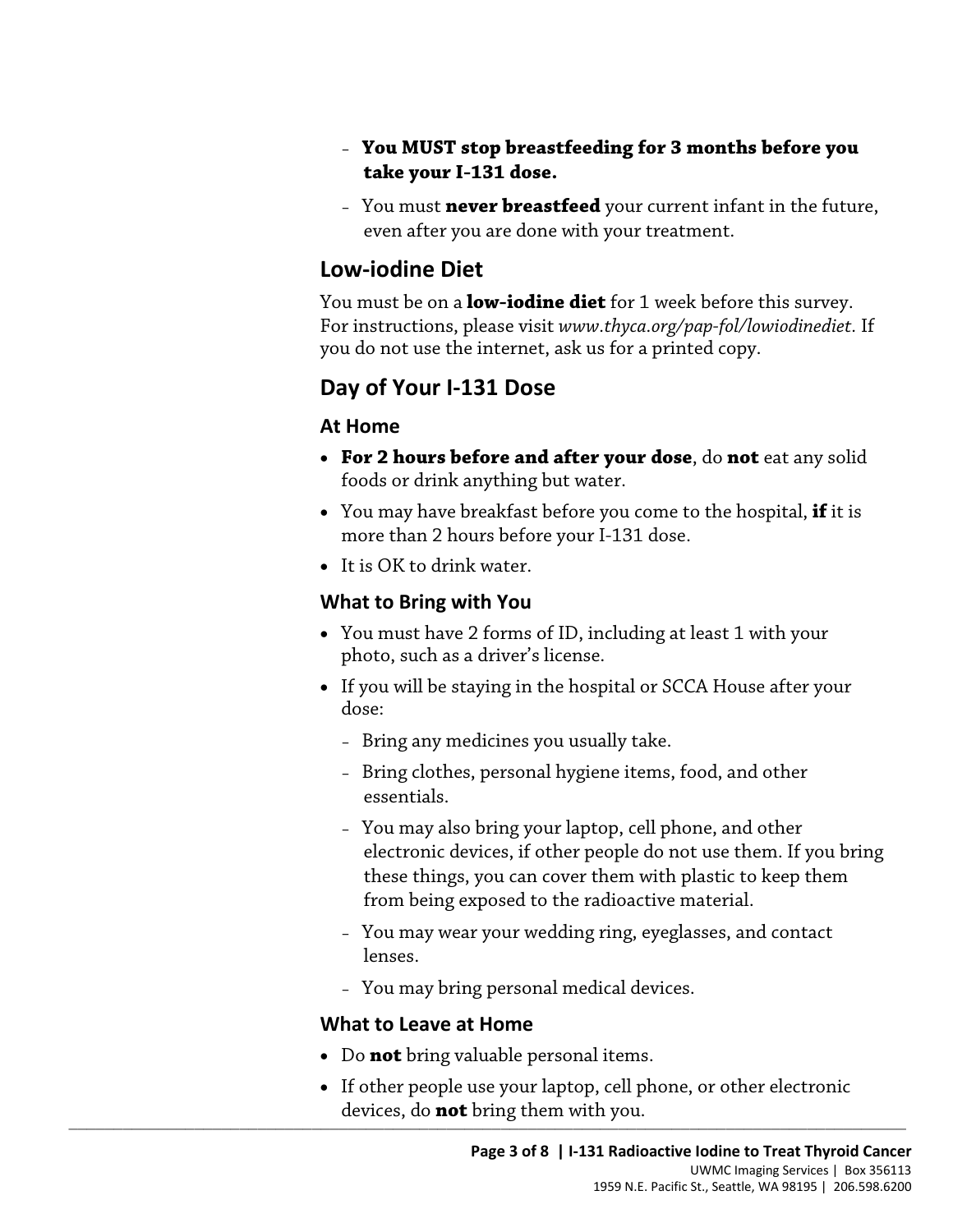- **You MUST stop breastfeeding for 3 months before you take your I-131 dose.**
  - You must **never breastfeed** your current infant in the future, even after you are done with your treatment.

## Low-iodine Diet

You must be on a **low-iodine diet** for 1 week before this survey. For instructions, please visit *www.thyca.org/pap-fol/lowiodinediet*. If you do not use the internet, ask us for a printed copy.

## Day of Your I-131 Dose

### At Home

- **For 2 hours before and after your dose**, do **not** eat any solid foods or drink anything but water.
- You may have breakfast before you come to the hospital, **if** it is more than 2 hours before your I-131 dose.
- It is OK to drink water.

### What to Bring with You

- You must have 2 forms of ID, including at least 1 with your photo, such as a driver's license.
- If you will be staying in the hospital or SCCA House after your dose:
  - Bring any medicines you usually take.
  - Bring clothes, personal hygiene items, food, and other essentials.
  - You may also bring your laptop, cell phone, and other electronic devices, if other people do not use them. If you bring these things, you can cover them with plastic to keep them from being exposed to the radioactive material.
  - You may wear your wedding ring, eyeglasses, and contact lenses.
  - You may bring personal medical devices.

### What to Leave at Home

- Do **not** bring valuable personal items.
- If other people use your laptop, cell phone, or other electronic devices, do **not** bring them with you.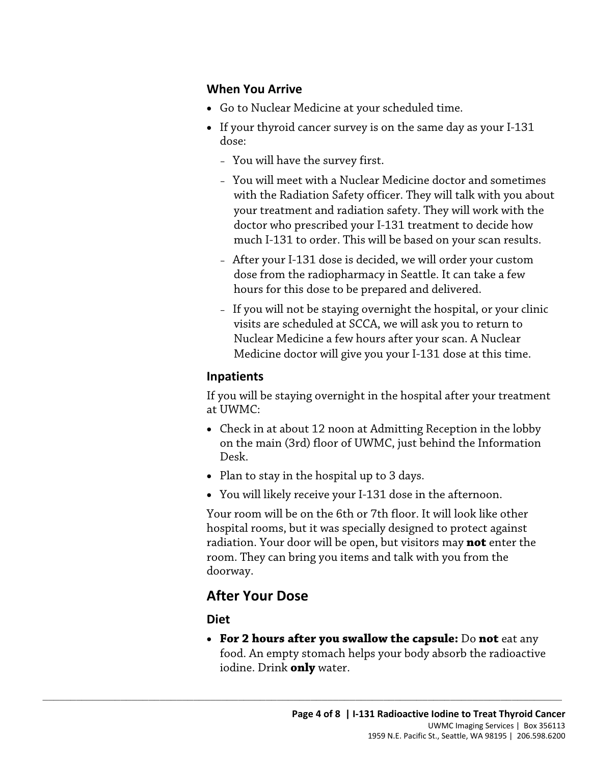### When You Arrive

- Go to Nuclear Medicine at your scheduled time.
- If your thyroid cancer survey is on the same day as your I-131 dose:
  - You will have the survey first.
  - You will meet with a Nuclear Medicine doctor and sometimes with the Radiation Safety officer. They will talk with you about your treatment and radiation safety. They will work with the doctor who prescribed your I-131 treatment to decide how much I-131 to order. This will be based on your scan results.
  - After your I-131 dose is decided, we will order your custom dose from the radiopharmacy in Seattle. It can take a few hours for this dose to be prepared and delivered.
  - If you will not be staying overnight the hospital, or your clinic visits are scheduled at SCCA, we will ask you to return to Nuclear Medicine a few hours after your scan. A Nuclear Medicine doctor will give you your I-131 dose at this time.

### Inpatients

If you will be staying overnight in the hospital after your treatment at UWMC:

- Check in at about 12 noon at Admitting Reception in the lobby on the main (3rd) floor of UWMC, just behind the Information Desk.
- Plan to stay in the hospital up to 3 days.
- You will likely receive your I-131 dose in the afternoon.

Your room will be on the 6th or 7th floor. It will look like other hospital rooms, but it was specially designed to protect against radiation. Your door will be open, but visitors may **not** enter the room. They can bring you items and talk with you from the doorway.

## After Your Dose

### Diet

- **For 2 hours after you swallow the capsule:** Do **not** eat any food. An empty stomach helps your body absorb the radioactive iodine. Drink **only** water.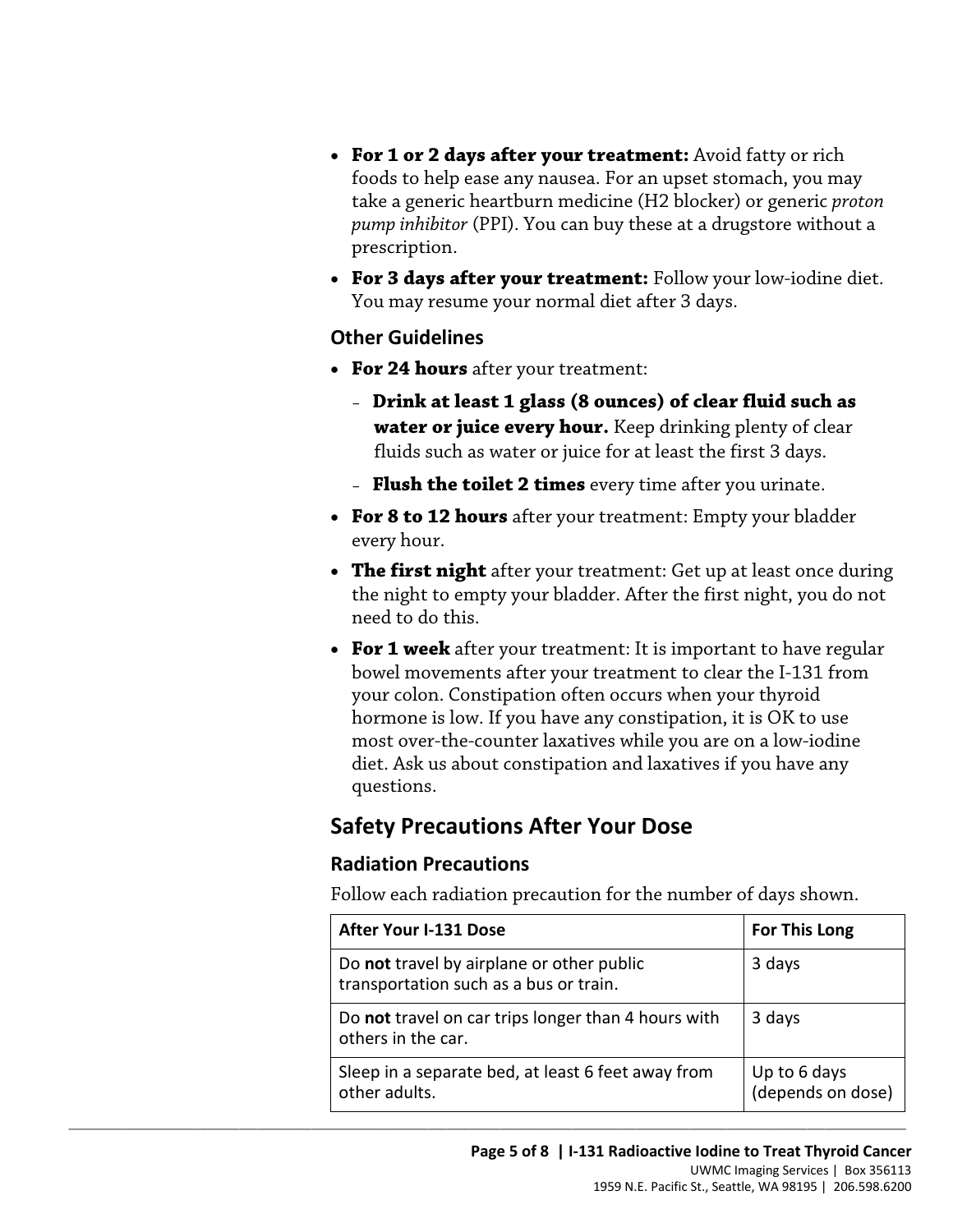- **For 1 or 2 days after your treatment:** Avoid fatty or rich foods to help ease any nausea. For an upset stomach, you may take a generic heartburn medicine (H2 blocker) or generic *proton pump inhibitor* (PPI). You can buy these at a drugstore without a prescription.
- **For 3 days after your treatment:** Follow your low-iodine diet. You may resume your normal diet after 3 days.

### Other Guidelines

- **For 24 hours** after your treatment:
  - **Drink at least 1 glass (8 ounces) of clear fluid such as water or juice every hour.** Keep drinking plenty of clear fluids such as water or juice for at least the first 3 days.
  - **Flush the toilet 2 times** every time after you urinate.
- **For 8 to 12 hours** after your treatment: Empty your bladder every hour.
- **The first night** after your treatment: Get up at least once during the night to empty your bladder. After the first night, you do not need to do this.
- **For 1 week** after your treatment: It is important to have regular bowel movements after your treatment to clear the I-131 from your colon. Constipation often occurs when your thyroid hormone is low. If you have any constipation, it is OK to use most over-the-counter laxatives while you are on a low-iodine diet. Ask us about constipation and laxatives if you have any questions.

## Safety Precautions After Your Dose

### Radiation Precautions

Follow each radiation precaution for the number of days shown.

| After Your I-131 Dose | For This Long |
|---|---|
| Do **not** travel by airplane or other public transportation such as a bus or train. | 3 days |
| Do **not** travel on car trips longer than 4 hours with others in the car. | 3 days |
| Sleep in a separate bed, at least 6 feet away from other adults. | Up to 6 days (depends on dose) |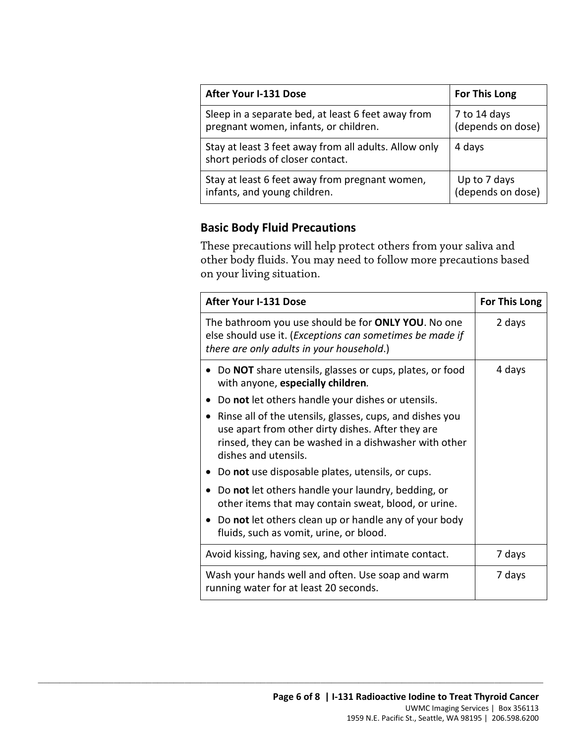| After Your I-131 Dose | For This Long |
| --- | --- |
| Sleep in a separate bed, at least 6 feet away from pregnant women, infants, or children. | 7 to 14 days (depends on dose) |
| Stay at least 3 feet away from all adults. Allow only short periods of closer contact. | 4 days |
| Stay at least 6 feet away from pregnant women, infants, and young children. | Up to 7 days (depends on dose) |

### Basic Body Fluid Precautions

These precautions will help protect others from your saliva and other body fluids. You may need to follow more precautions based on your living situation.

| After Your I-131 Dose | For This Long |
| --- | --- |
| The bathroom you use should be for **ONLY YOU**. No one else should use it. (*Exceptions can sometimes be made if there are only adults in your household*.) | 2 days |
| • Do **NOT** share utensils, glasses or cups, plates, or food with anyone, **especially children**.<br>• Do **not** let others handle your dishes or utensils.<br>• Rinse all of the utensils, glasses, cups, and dishes you use apart from other dirty dishes. After they are rinsed, they can be washed in a dishwasher with other dishes and utensils.<br>• Do **not** use disposable plates, utensils, or cups.<br>• Do **not** let others handle your laundry, bedding, or other items that may contain sweat, blood, or urine.<br>• Do **not** let others clean up or handle any of your body fluids, such as vomit, urine, or blood. | 4 days |
| Avoid kissing, having sex, and other intimate contact. | 7 days |
| Wash your hands well and often. Use soap and warm running water for at least 20 seconds. | 7 days |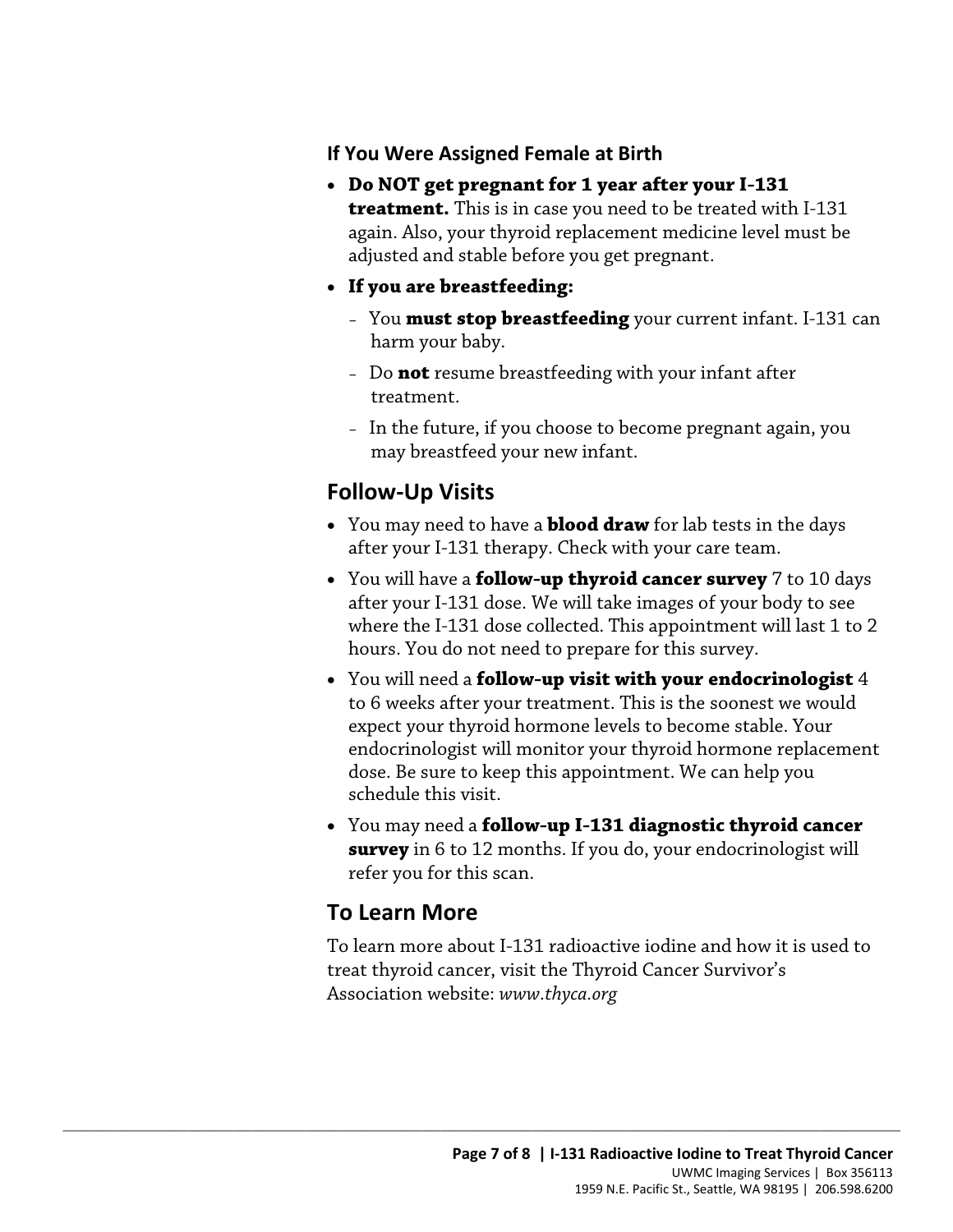### If You Were Assigned Female at Birth

- **Do NOT get pregnant for 1 year after your I-131 treatment.** This is in case you need to be treated with I-131 again. Also, your thyroid replacement medicine level must be adjusted and stable before you get pregnant.
- **If you are breastfeeding:**
  - You **must stop breastfeeding** your current infant. I-131 can harm your baby.
  - Do **not** resume breastfeeding with your infant after treatment.
  - In the future, if you choose to become pregnant again, you may breastfeed your new infant.

## Follow-Up Visits

- You may need to have a **blood draw** for lab tests in the days after your I-131 therapy. Check with your care team.
- You will have a **follow-up thyroid cancer survey** 7 to 10 days after your I-131 dose. We will take images of your body to see where the I-131 dose collected. This appointment will last 1 to 2 hours. You do not need to prepare for this survey.
- You will need a **follow-up visit with your endocrinologist** 4 to 6 weeks after your treatment. This is the soonest we would expect your thyroid hormone levels to become stable. Your endocrinologist will monitor your thyroid hormone replacement dose. Be sure to keep this appointment. We can help you schedule this visit.
- You may need a **follow-up I-131 diagnostic thyroid cancer survey** in 6 to 12 months. If you do, your endocrinologist will refer you for this scan.

## To Learn More

To learn more about I-131 radioactive iodine and how it is used to treat thyroid cancer, visit the Thyroid Cancer Survivor's Association website: *www.thyca.org*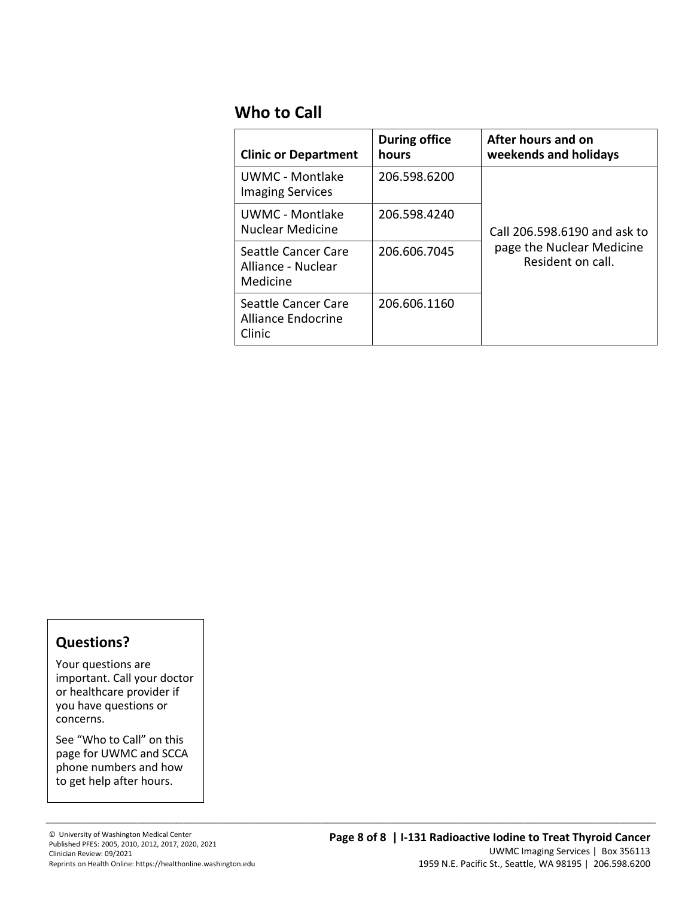## Who to Call

| Clinic or Department | During office hours | After hours and on weekends and holidays |
|---|---|---|
| UWMC - Montlake Imaging Services | 206.598.6200 | Call 206.598.6190 and ask to page the Nuclear Medicine Resident on call. |
| UWMC - Montlake Nuclear Medicine | 206.598.4240 | |
| Seattle Cancer Care Alliance - Nuclear Medicine | 206.606.7045 | |
| Seattle Cancer Care Alliance Endocrine Clinic | 206.606.1160 | |

### Questions?

Your questions are important. Call your doctor or healthcare provider if you have questions or concerns.

See "Who to Call" on this page for UWMC and SCCA phone numbers and how to get help after hours.

© University of Washington Medical Center
Published PFES: 2005, 2010, 2012, 2017, 2020, 2021
Clinician Review: 09/2021
Reprints on Health Online: https://healthonline.washington.edu

UWMC Imaging Services | Box 356113
1959 N.E. Pacific St., Seattle, WA 98195 | 206.598.6200